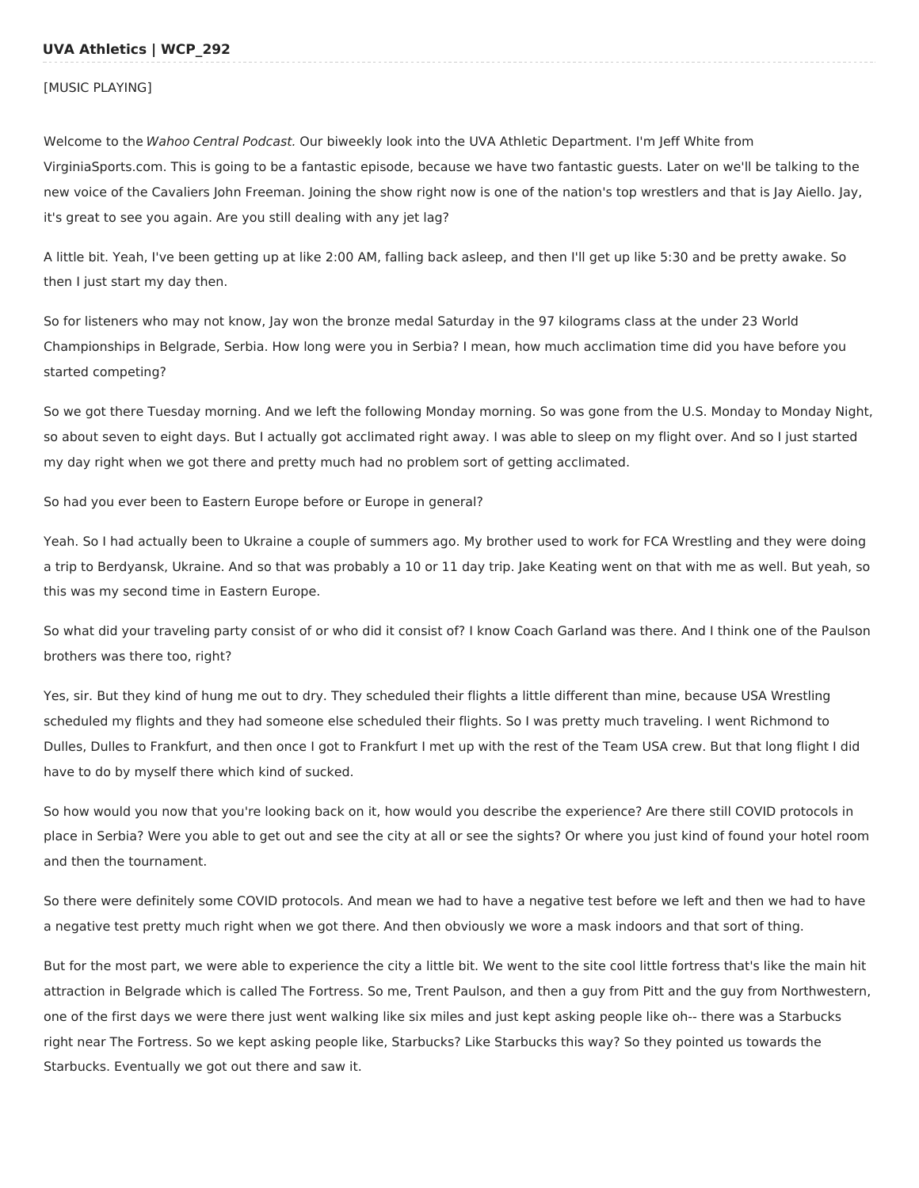**UVA Athletics | WCP_292**

[MUSIC PLAYING]

Welcome to the *Wahoo Central Podcast.* Our biweekly look into the UVA Athletic Department. I'm Jeff White from VirginiaSports.com. This is going to be a fantastic episode, because we have two fantastic guests. Later on we'll be talking to the new voice of the Cavaliers John Freeman. Joining the show right now is one of the nation's top wrestlers and that is Jay Aiello. Jay, it's great to see you again. Are you still dealing with any jet lag?

A little bit. Yeah, I've been getting up at like 2:00 AM, falling back asleep, and then I'll get up like 5:30 and be pretty awake. So then I just start my day then.

So for listeners who may not know, Jay won the bronze medal Saturday in the 97 kilograms class at the under 23 World Championships in Belgrade, Serbia. How long were you in Serbia? I mean, how much acclimation time did you have before you started competing?

So we got there Tuesday morning. And we left the following Monday morning. So was gone from the U.S. Monday to Monday Night, so about seven to eight days. But I actually got acclimated right away. I was able to sleep on my flight over. And so I just started my day right when we got there and pretty much had no problem sort of getting acclimated.

So had you ever been to Eastern Europe before or Europe in general?

Yeah. So I had actually been to Ukraine a couple of summers ago. My brother used to work for FCA Wrestling and they were doing a trip to Berdyansk, Ukraine. And so that was probably a 10 or 11 day trip. Jake Keating went on that with me as well. But yeah, so this was my second time in Eastern Europe.

So what did your traveling party consist of or who did it consist of? I know Coach Garland was there. And I think one of the Paulson brothers was there too, right?

Yes, sir. But they kind of hung me out to dry. They scheduled their flights a little different than mine, because USA Wrestling scheduled my flights and they had someone else scheduled their flights. So I was pretty much traveling. I went Richmond to Dulles, Dulles to Frankfurt, and then once I got to Frankfurt I met up with the rest of the Team USA crew. But that long flight I did have to do by myself there which kind of sucked.

So how would you now that you're looking back on it, how would you describe the experience? Are there still COVID protocols in place in Serbia? Were you able to get out and see the city at all or see the sights? Or where you just kind of found your hotel room and then the tournament.

So there were definitely some COVID protocols. And mean we had to have a negative test before we left and then we had to have a negative test pretty much right when we got there. And then obviously we wore a mask indoors and that sort of thing.

But for the most part, we were able to experience the city a little bit. We went to the site cool little fortress that's like the main hit attraction in Belgrade which is called The Fortress. So me, Trent Paulson, and then a guy from Pitt and the guy from Northwestern, one of the first days we were there just went walking like six miles and just kept asking people like oh-- there was a Starbucks right near The Fortress. So we kept asking people like, Starbucks? Like Starbucks this way? So they pointed us towards the Starbucks. Eventually we got out there and saw it.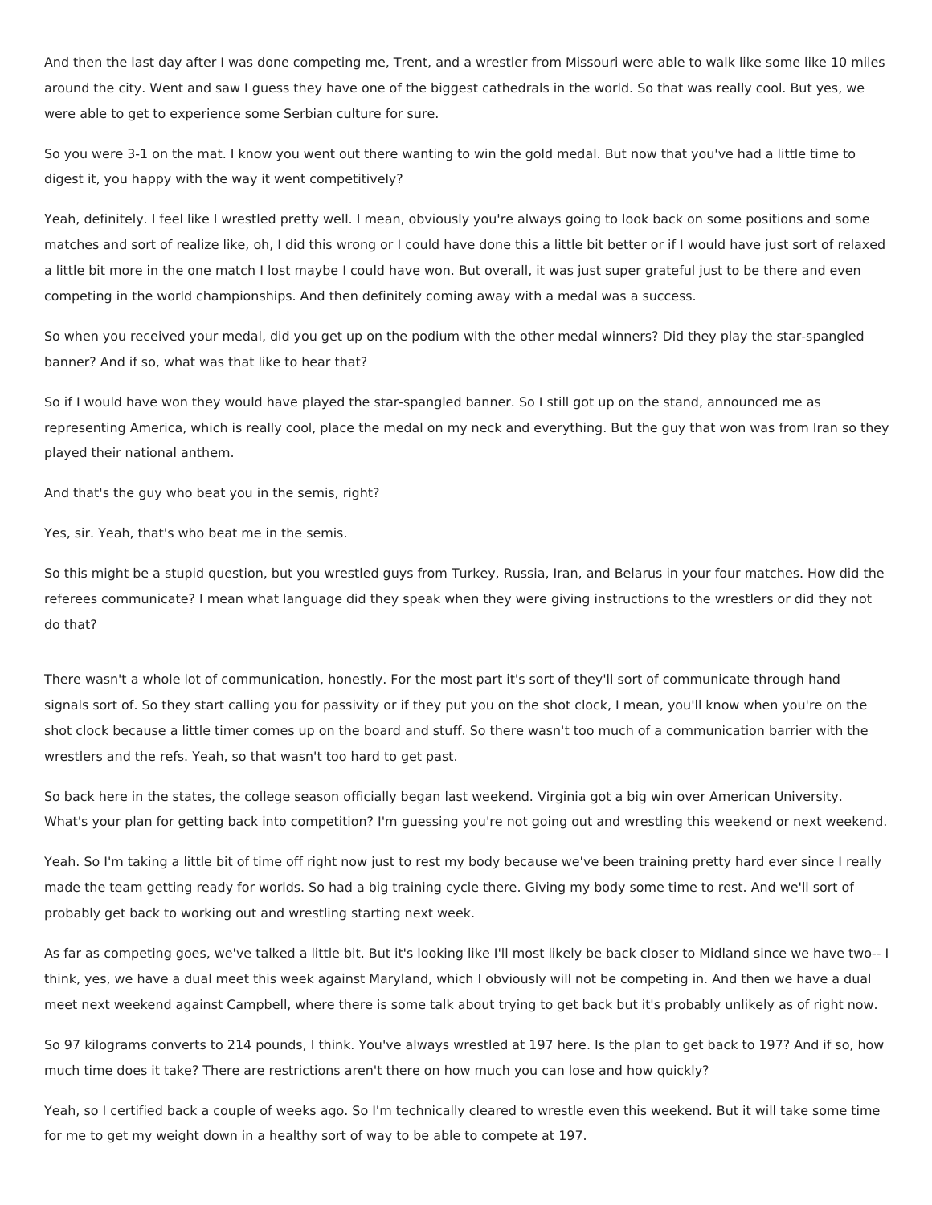And then the last day after I was done competing me, Trent, and a wrestler from Missouri were able to walk like some like 10 miles around the city. Went and saw I guess they have one of the biggest cathedrals in the world. So that was really cool. But yes, we were able to get to experience some Serbian culture for sure.

So you were 3-1 on the mat. I know you went out there wanting to win the gold medal. But now that you've had a little time to digest it, you happy with the way it went competitively?

Yeah, definitely. I feel like I wrestled pretty well. I mean, obviously you're always going to look back on some positions and some matches and sort of realize like, oh, I did this wrong or I could have done this a little bit better or if I would have just sort of relaxed a little bit more in the one match I lost maybe I could have won. But overall, it was just super grateful just to be there and even competing in the world championships. And then definitely coming away with a medal was a success.

So when you received your medal, did you get up on the podium with the other medal winners? Did they play the star-spangled banner? And if so, what was that like to hear that?

So if I would have won they would have played the star-spangled banner. So I still got up on the stand, announced me as representing America, which is really cool, place the medal on my neck and everything. But the guy that won was from Iran so they played their national anthem.

And that's the guy who beat you in the semis, right?

Yes, sir. Yeah, that's who beat me in the semis.

So this might be a stupid question, but you wrestled guys from Turkey, Russia, Iran, and Belarus in your four matches. How did the referees communicate? I mean what language did they speak when they were giving instructions to the wrestlers or did they not do that?

There wasn't a whole lot of communication, honestly. For the most part it's sort of they'll sort of communicate through hand signals sort of. So they start calling you for passivity or if they put you on the shot clock, I mean, you'll know when you're on the shot clock because a little timer comes up on the board and stuff. So there wasn't too much of a communication barrier with the wrestlers and the refs. Yeah, so that wasn't too hard to get past.

So back here in the states, the college season officially began last weekend. Virginia got a big win over American University. What's your plan for getting back into competition? I'm guessing you're not going out and wrestling this weekend or next weekend.

Yeah. So I'm taking a little bit of time off right now just to rest my body because we've been training pretty hard ever since I really made the team getting ready for worlds. So had a big training cycle there. Giving my body some time to rest. And we'll sort of probably get back to working out and wrestling starting next week.

As far as competing goes, we've talked a little bit. But it's looking like I'll most likely be back closer to Midland since we have two-- I think, yes, we have a dual meet this week against Maryland, which I obviously will not be competing in. And then we have a dual meet next weekend against Campbell, where there is some talk about trying to get back but it's probably unlikely as of right now.

So 97 kilograms converts to 214 pounds, I think. You've always wrestled at 197 here. Is the plan to get back to 197? And if so, how much time does it take? There are restrictions aren't there on how much you can lose and how quickly?

Yeah, so I certified back a couple of weeks ago. So I'm technically cleared to wrestle even this weekend. But it will take some time for me to get my weight down in a healthy sort of way to be able to compete at 197.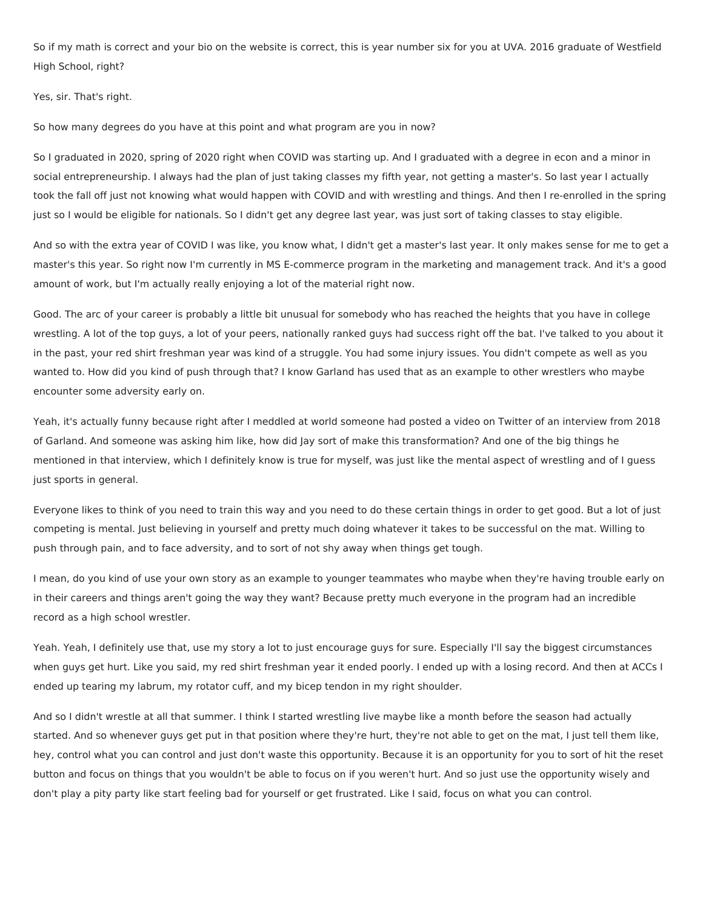So if my math is correct and your bio on the website is correct, this is year number six for you at UVA. 2016 graduate of Westfield High School, right?

Yes, sir. That's right.

So how many degrees do you have at this point and what program are you in now?

So I graduated in 2020, spring of 2020 right when COVID was starting up. And I graduated with a degree in econ and a minor in social entrepreneurship. I always had the plan of just taking classes my fifth year, not getting a master's. So last year I actually took the fall off just not knowing what would happen with COVID and with wrestling and things. And then I re-enrolled in the spring just so I would be eligible for nationals. So I didn't get any degree last year, was just sort of taking classes to stay eligible.

And so with the extra year of COVID I was like, you know what, I didn't get a master's last year. It only makes sense for me to get a master's this year. So right now I'm currently in MS E-commerce program in the marketing and management track. And it's a good amount of work, but I'm actually really enjoying a lot of the material right now.

Good. The arc of your career is probably a little bit unusual for somebody who has reached the heights that you have in college wrestling. A lot of the top guys, a lot of your peers, nationally ranked guys had success right off the bat. I've talked to you about it in the past, your red shirt freshman year was kind of a struggle. You had some injury issues. You didn't compete as well as you wanted to. How did you kind of push through that? I know Garland has used that as an example to other wrestlers who maybe encounter some adversity early on.

Yeah, it's actually funny because right after I meddled at world someone had posted a video on Twitter of an interview from 2018 of Garland. And someone was asking him like, how did Jay sort of make this transformation? And one of the big things he mentioned in that interview, which I definitely know is true for myself, was just like the mental aspect of wrestling and of I guess just sports in general.

Everyone likes to think of you need to train this way and you need to do these certain things in order to get good. But a lot of just competing is mental. Just believing in yourself and pretty much doing whatever it takes to be successful on the mat. Willing to push through pain, and to face adversity, and to sort of not shy away when things get tough.

I mean, do you kind of use your own story as an example to younger teammates who maybe when they're having trouble early on in their careers and things aren't going the way they want? Because pretty much everyone in the program had an incredible record as a high school wrestler.

Yeah. Yeah, I definitely use that, use my story a lot to just encourage guys for sure. Especially I'll say the biggest circumstances when guys get hurt. Like you said, my red shirt freshman year it ended poorly. I ended up with a losing record. And then at ACCs I ended up tearing my labrum, my rotator cuff, and my bicep tendon in my right shoulder.

And so I didn't wrestle at all that summer. I think I started wrestling live maybe like a month before the season had actually started. And so whenever guys get put in that position where they're hurt, they're not able to get on the mat, I just tell them like, hey, control what you can control and just don't waste this opportunity. Because it is an opportunity for you to sort of hit the reset button and focus on things that you wouldn't be able to focus on if you weren't hurt. And so just use the opportunity wisely and don't play a pity party like start feeling bad for yourself or get frustrated. Like I said, focus on what you can control.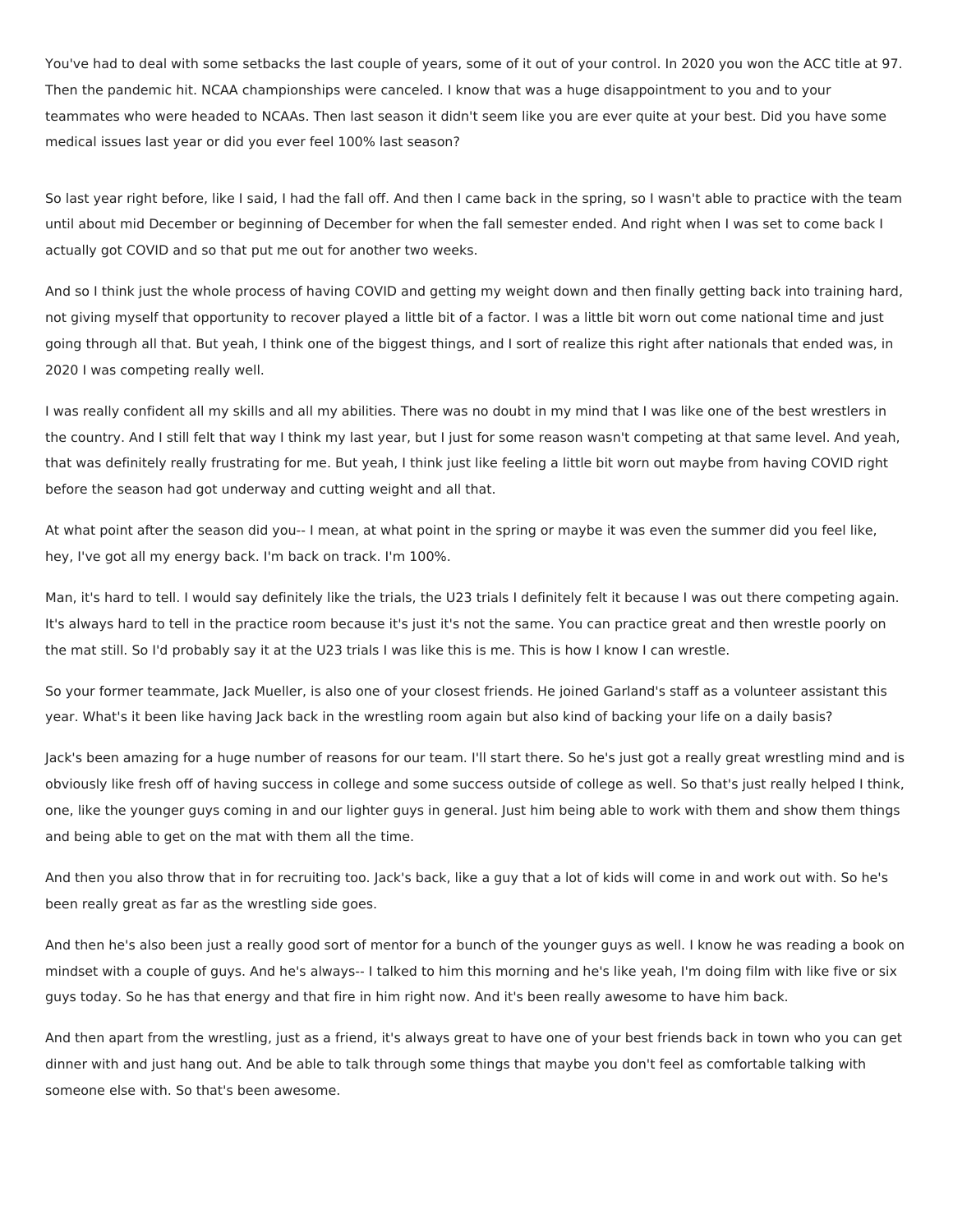You've had to deal with some setbacks the last couple of years, some of it out of your control. In 2020 you won the ACC title at 97. Then the pandemic hit. NCAA championships were canceled. I know that was a huge disappointment to you and to your teammates who were headed to NCAAs. Then last season it didn't seem like you are ever quite at your best. Did you have some medical issues last year or did you ever feel 100% last season?

So last year right before, like I said, I had the fall off. And then I came back in the spring, so I wasn't able to practice with the team until about mid December or beginning of December for when the fall semester ended. And right when I was set to come back I actually got COVID and so that put me out for another two weeks.

And so I think just the whole process of having COVID and getting my weight down and then finally getting back into training hard, not giving myself that opportunity to recover played a little bit of a factor. I was a little bit worn out come national time and just going through all that. But yeah, I think one of the biggest things, and I sort of realize this right after nationals that ended was, in 2020 I was competing really well.

I was really confident all my skills and all my abilities. There was no doubt in my mind that I was like one of the best wrestlers in the country. And I still felt that way I think my last year, but I just for some reason wasn't competing at that same level. And yeah, that was definitely really frustrating for me. But yeah, I think just like feeling a little bit worn out maybe from having COVID right before the season had got underway and cutting weight and all that.

At what point after the season did you-- I mean, at what point in the spring or maybe it was even the summer did you feel like, hey, I've got all my energy back. I'm back on track. I'm 100%.

Man, it's hard to tell. I would say definitely like the trials, the U23 trials I definitely felt it because I was out there competing again. It's always hard to tell in the practice room because it's just it's not the same. You can practice great and then wrestle poorly on the mat still. So I'd probably say it at the U23 trials I was like this is me. This is how I know I can wrestle.

So your former teammate, Jack Mueller, is also one of your closest friends. He joined Garland's staff as a volunteer assistant this year. What's it been like having Jack back in the wrestling room again but also kind of backing your life on a daily basis?

Jack's been amazing for a huge number of reasons for our team. I'll start there. So he's just got a really great wrestling mind and is obviously like fresh off of having success in college and some success outside of college as well. So that's just really helped I think, one, like the younger guys coming in and our lighter guys in general. Just him being able to work with them and show them things and being able to get on the mat with them all the time.

And then you also throw that in for recruiting too. Jack's back, like a guy that a lot of kids will come in and work out with. So he's been really great as far as the wrestling side goes.

And then he's also been just a really good sort of mentor for a bunch of the younger guys as well. I know he was reading a book on mindset with a couple of guys. And he's always-- I talked to him this morning and he's like yeah, I'm doing film with like five or six guys today. So he has that energy and that fire in him right now. And it's been really awesome to have him back.

And then apart from the wrestling, just as a friend, it's always great to have one of your best friends back in town who you can get dinner with and just hang out. And be able to talk through some things that maybe you don't feel as comfortable talking with someone else with. So that's been awesome.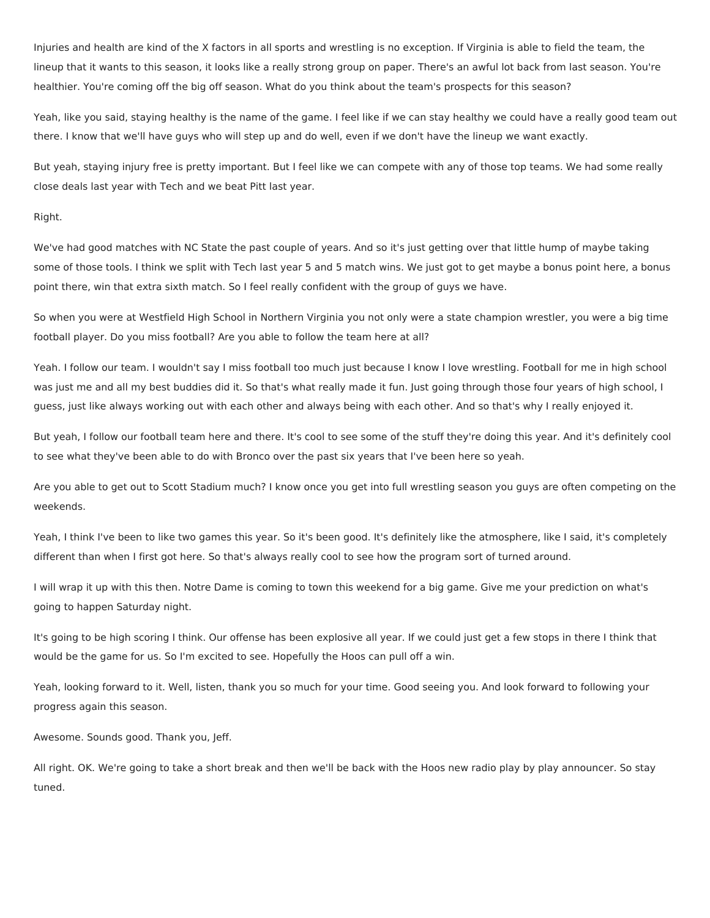Injuries and health are kind of the X factors in all sports and wrestling is no exception. If Virginia is able to field the team, the lineup that it wants to this season, it looks like a really strong group on paper. There's an awful lot back from last season. You're healthier. You're coming off the big off season. What do you think about the team's prospects for this season?

Yeah, like you said, staying healthy is the name of the game. I feel like if we can stay healthy we could have a really good team out there. I know that we'll have guys who will step up and do well, even if we don't have the lineup we want exactly.

But yeah, staying injury free is pretty important. But I feel like we can compete with any of those top teams. We had some really close deals last year with Tech and we beat Pitt last year.

Right.

We've had good matches with NC State the past couple of years. And so it's just getting over that little hump of maybe taking some of those tools. I think we split with Tech last year 5 and 5 match wins. We just got to get maybe a bonus point here, a bonus point there, win that extra sixth match. So I feel really confident with the group of guys we have.

So when you were at Westfield High School in Northern Virginia you not only were a state champion wrestler, you were a big time football player. Do you miss football? Are you able to follow the team here at all?

Yeah. I follow our team. I wouldn't say I miss football too much just because I know I love wrestling. Football for me in high school was just me and all my best buddies did it. So that's what really made it fun. Just going through those four years of high school, I guess, just like always working out with each other and always being with each other. And so that's why I really enjoyed it.

But yeah, I follow our football team here and there. It's cool to see some of the stuff they're doing this year. And it's definitely cool to see what they've been able to do with Bronco over the past six years that I've been here so yeah.

Are you able to get out to Scott Stadium much? I know once you get into full wrestling season you guys are often competing on the weekends.

Yeah, I think I've been to like two games this year. So it's been good. It's definitely like the atmosphere, like I said, it's completely different than when I first got here. So that's always really cool to see how the program sort of turned around.

I will wrap it up with this then. Notre Dame is coming to town this weekend for a big game. Give me your prediction on what's going to happen Saturday night.

It's going to be high scoring I think. Our offense has been explosive all year. If we could just get a few stops in there I think that would be the game for us. So I'm excited to see. Hopefully the Hoos can pull off a win.

Yeah, looking forward to it. Well, listen, thank you so much for your time. Good seeing you. And look forward to following your progress again this season.

Awesome. Sounds good. Thank you, Jeff.

All right. OK. We're going to take a short break and then we'll be back with the Hoos new radio play by play announcer. So stay tuned.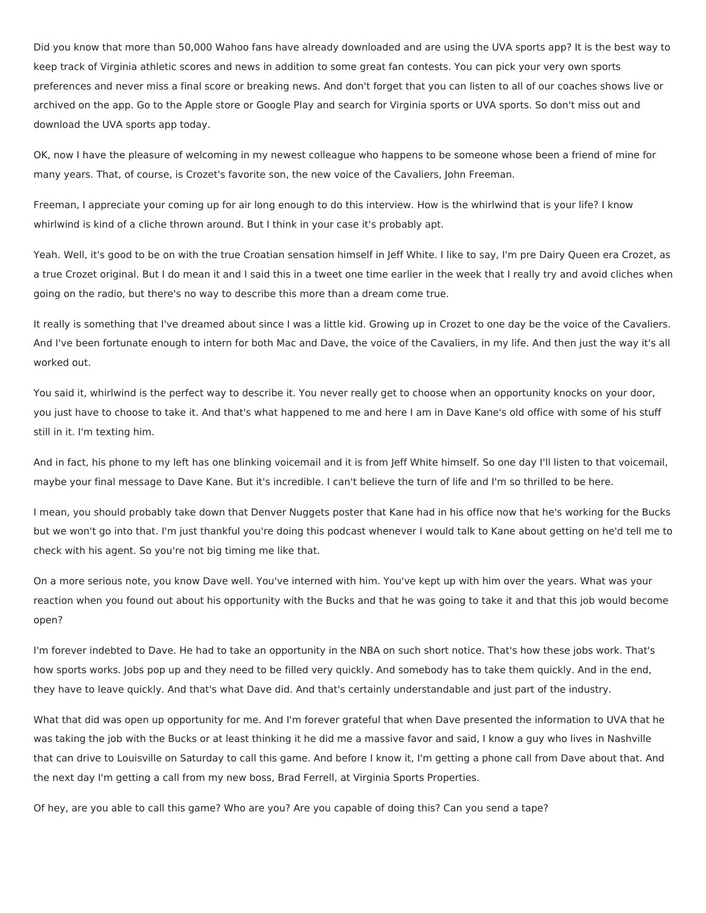Did you know that more than 50,000 Wahoo fans have already downloaded and are using the UVA sports app? It is the best way to keep track of Virginia athletic scores and news in addition to some great fan contests. You can pick your very own sports preferences and never miss a final score or breaking news. And don't forget that you can listen to all of our coaches shows live or archived on the app. Go to the Apple store or Google Play and search for Virginia sports or UVA sports. So don't miss out and download the UVA sports app today.

OK, now I have the pleasure of welcoming in my newest colleague who happens to be someone whose been a friend of mine for many years. That, of course, is Crozet's favorite son, the new voice of the Cavaliers, John Freeman.

Freeman, I appreciate your coming up for air long enough to do this interview. How is the whirlwind that is your life? I know whirlwind is kind of a cliche thrown around. But I think in your case it's probably apt.

Yeah. Well, it's good to be on with the true Croatian sensation himself in Jeff White. I like to say, I'm pre Dairy Queen era Crozet, as a true Crozet original. But I do mean it and I said this in a tweet one time earlier in the week that I really try and avoid cliches when going on the radio, but there's no way to describe this more than a dream come true.

It really is something that I've dreamed about since I was a little kid. Growing up in Crozet to one day be the voice of the Cavaliers. And I've been fortunate enough to intern for both Mac and Dave, the voice of the Cavaliers, in my life. And then just the way it's all worked out.

You said it, whirlwind is the perfect way to describe it. You never really get to choose when an opportunity knocks on your door, you just have to choose to take it. And that's what happened to me and here I am in Dave Kane's old office with some of his stuff still in it. I'm texting him.

And in fact, his phone to my left has one blinking voicemail and it is from Jeff White himself. So one day I'll listen to that voicemail, maybe your final message to Dave Kane. But it's incredible. I can't believe the turn of life and I'm so thrilled to be here.

I mean, you should probably take down that Denver Nuggets poster that Kane had in his office now that he's working for the Bucks but we won't go into that. I'm just thankful you're doing this podcast whenever I would talk to Kane about getting on he'd tell me to check with his agent. So you're not big timing me like that.

On a more serious note, you know Dave well. You've interned with him. You've kept up with him over the years. What was your reaction when you found out about his opportunity with the Bucks and that he was going to take it and that this job would become open?

I'm forever indebted to Dave. He had to take an opportunity in the NBA on such short notice. That's how these jobs work. That's how sports works. Jobs pop up and they need to be filled very quickly. And somebody has to take them quickly. And in the end, they have to leave quickly. And that's what Dave did. And that's certainly understandable and just part of the industry.

What that did was open up opportunity for me. And I'm forever grateful that when Dave presented the information to UVA that he was taking the job with the Bucks or at least thinking it he did me a massive favor and said, I know a guy who lives in Nashville that can drive to Louisville on Saturday to call this game. And before I know it, I'm getting a phone call from Dave about that. And the next day I'm getting a call from my new boss, Brad Ferrell, at Virginia Sports Properties.

Of hey, are you able to call this game? Who are you? Are you capable of doing this? Can you send a tape?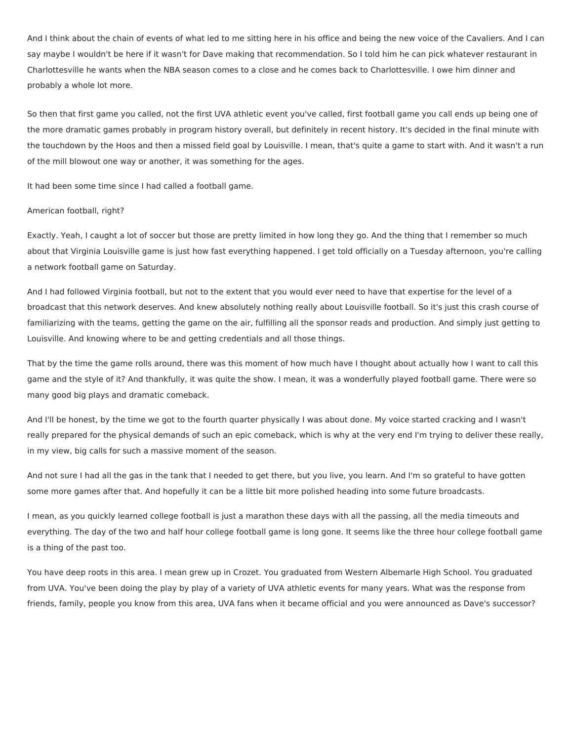And I think about the chain of events of what led to me sitting here in his office and being the new voice of the Cavaliers. And I can say maybe I wouldn't be here if it wasn't for Dave making that recommendation. So I told him he can pick whatever restaurant in Charlottesville he wants when the NBA season comes to a close and he comes back to Charlottesville. I owe him dinner and probably a whole lot more.

So then that first game you called, not the first UVA athletic event you've called, first football game you call ends up being one of the more dramatic games probably in program history overall, but definitely in recent history. It's decided in the final minute with the touchdown by the Hoos and then a missed field goal by Louisville. I mean, that's quite a game to start with. And it wasn't a run of the mill blowout one way or another, it was something for the ages.

It had been some time since I had called a football game.

American football, right?

Exactly. Yeah, I caught a lot of soccer but those are pretty limited in how long they go. And the thing that I remember so much about that Virginia Louisville game is just how fast everything happened. I get told officially on a Tuesday afternoon, you're calling a network football game on Saturday.

And I had followed Virginia football, but not to the extent that you would ever need to have that expertise for the level of a broadcast that this network deserves. And knew absolutely nothing really about Louisville football. So it's just this crash course of familiarizing with the teams, getting the game on the air, fulfilling all the sponsor reads and production. And simply just getting to Louisville. And knowing where to be and getting credentials and all those things.

That by the time the game rolls around, there was this moment of how much have I thought about actually how I want to call this game and the style of it? And thankfully, it was quite the show. I mean, it was a wonderfully played football game. There were so many good big plays and dramatic comeback.

And I'll be honest, by the time we got to the fourth quarter physically I was about done. My voice started cracking and I wasn't really prepared for the physical demands of such an epic comeback, which is why at the very end I'm trying to deliver these really, in my view, big calls for such a massive moment of the season.

And not sure I had all the gas in the tank that I needed to get there, but you live, you learn. And I'm so grateful to have gotten some more games after that. And hopefully it can be a little bit more polished heading into some future broadcasts.

I mean, as you quickly learned college football is just a marathon these days with all the passing, all the media timeouts and everything. The day of the two and half hour college football game is long gone. It seems like the three hour college football game is a thing of the past too.

You have deep roots in this area. I mean grew up in Crozet. You graduated from Western Albemarle High School. You graduated from UVA. You've been doing the play by play of a variety of UVA athletic events for many years. What was the response from friends, family, people you know from this area, UVA fans when it became official and you were announced as Dave's successor?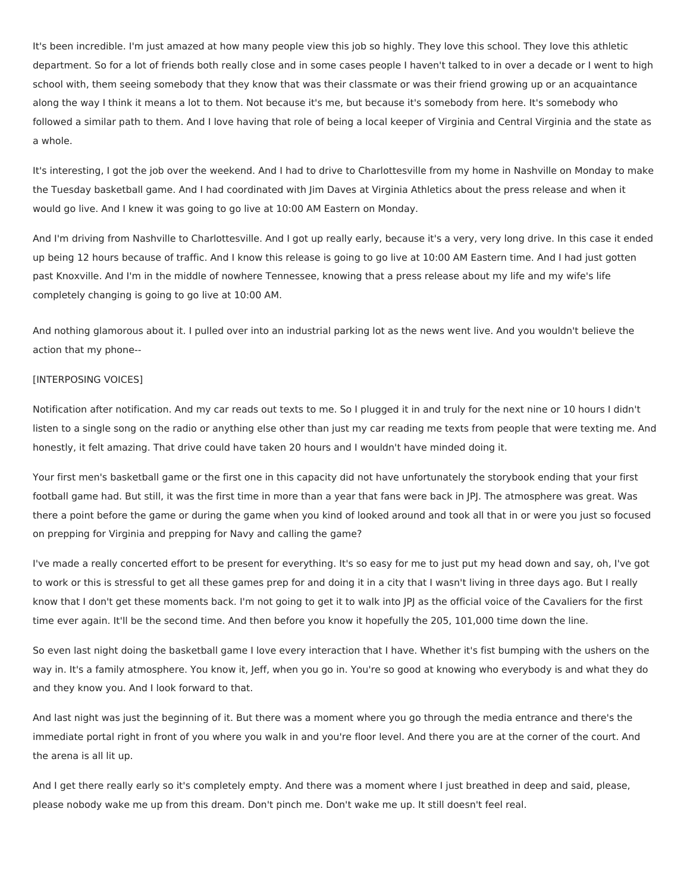It's been incredible. I'm just amazed at how many people view this job so highly. They love this school. They love this athletic department. So for a lot of friends both really close and in some cases people I haven't talked to in over a decade or I went to high school with, them seeing somebody that they know that was their classmate or was their friend growing up or an acquaintance along the way I think it means a lot to them. Not because it's me, but because it's somebody from here. It's somebody who followed a similar path to them. And I love having that role of being a local keeper of Virginia and Central Virginia and the state as a whole.

It's interesting, I got the job over the weekend. And I had to drive to Charlottesville from my home in Nashville on Monday to make the Tuesday basketball game. And I had coordinated with Jim Daves at Virginia Athletics about the press release and when it would go live. And I knew it was going to go live at 10:00 AM Eastern on Monday.

And I'm driving from Nashville to Charlottesville. And I got up really early, because it's a very, very long drive. In this case it ended up being 12 hours because of traffic. And I know this release is going to go live at 10:00 AM Eastern time. And I had just gotten past Knoxville. And I'm in the middle of nowhere Tennessee, knowing that a press release about my life and my wife's life completely changing is going to go live at 10:00 AM.

And nothing glamorous about it. I pulled over into an industrial parking lot as the news went live. And you wouldn't believe the action that my phone--

[INTERPOSING VOICES]

Notification after notification. And my car reads out texts to me. So I plugged it in and truly for the next nine or 10 hours I didn't listen to a single song on the radio or anything else other than just my car reading me texts from people that were texting me. And honestly, it felt amazing. That drive could have taken 20 hours and I wouldn't have minded doing it.

Your first men's basketball game or the first one in this capacity did not have unfortunately the storybook ending that your first football game had. But still, it was the first time in more than a year that fans were back in JPJ. The atmosphere was great. Was there a point before the game or during the game when you kind of looked around and took all that in or were you just so focused on prepping for Virginia and prepping for Navy and calling the game?

I've made a really concerted effort to be present for everything. It's so easy for me to just put my head down and say, oh, I've got to work or this is stressful to get all these games prep for and doing it in a city that I wasn't living in three days ago. But I really know that I don't get these moments back. I'm not going to get it to walk into JPJ as the official voice of the Cavaliers for the first time ever again. It'll be the second time. And then before you know it hopefully the 205, 101,000 time down the line.

So even last night doing the basketball game I love every interaction that I have. Whether it's fist bumping with the ushers on the way in. It's a family atmosphere. You know it, Jeff, when you go in. You're so good at knowing who everybody is and what they do and they know you. And I look forward to that.

And last night was just the beginning of it. But there was a moment where you go through the media entrance and there's the immediate portal right in front of you where you walk in and you're floor level. And there you are at the corner of the court. And the arena is all lit up.

And I get there really early so it's completely empty. And there was a moment where I just breathed in deep and said, please, please nobody wake me up from this dream. Don't pinch me. Don't wake me up. It still doesn't feel real.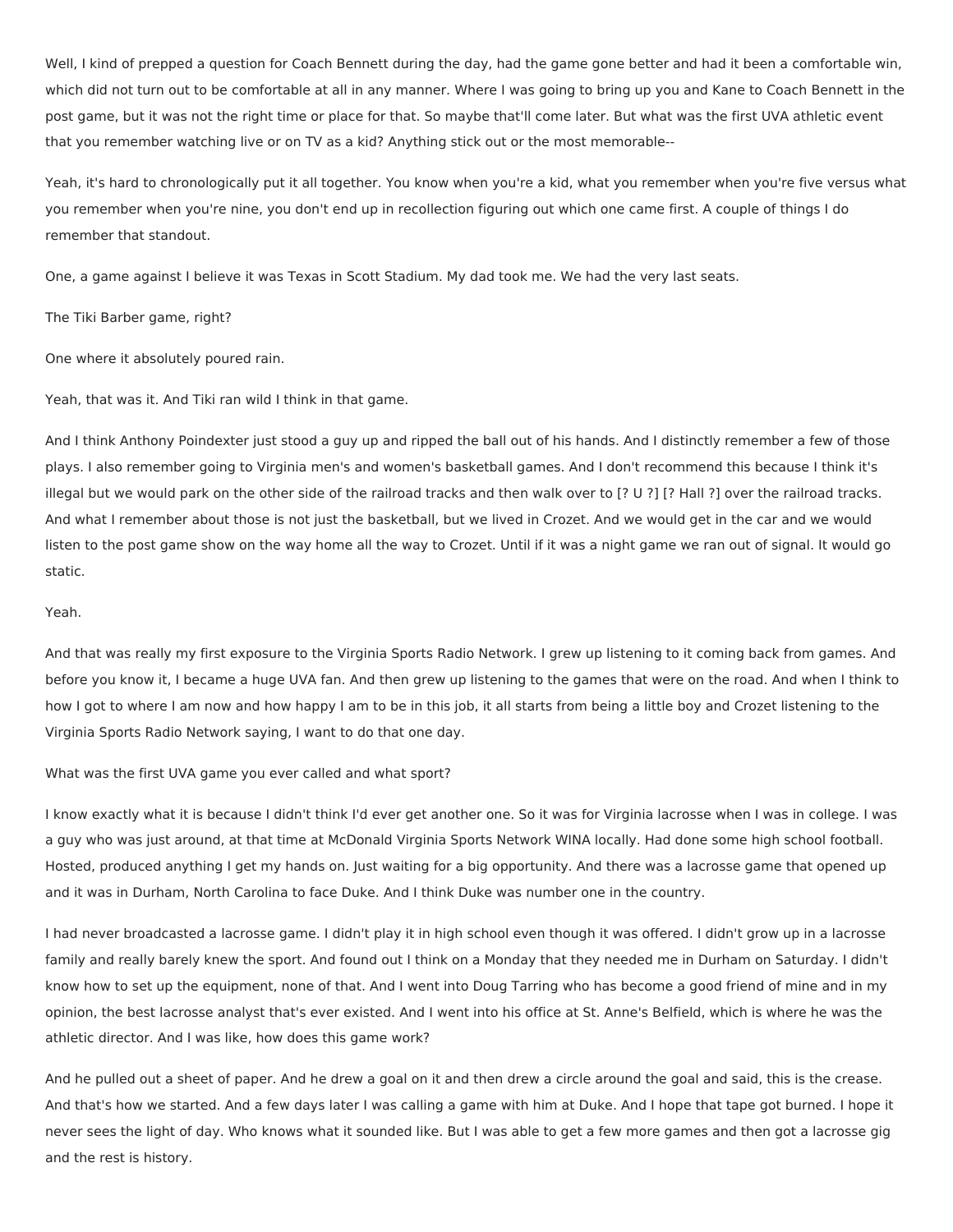Well, I kind of prepped a question for Coach Bennett during the day, had the game gone better and had it been a comfortable win, which did not turn out to be comfortable at all in any manner. Where I was going to bring up you and Kane to Coach Bennett in the post game, but it was not the right time or place for that. So maybe that'll come later. But what was the first UVA athletic event that you remember watching live or on TV as a kid? Anything stick out or the most memorable--

Yeah, it's hard to chronologically put it all together. You know when you're a kid, what you remember when you're five versus what you remember when you're nine, you don't end up in recollection figuring out which one came first. A couple of things I do remember that standout.

One, a game against I believe it was Texas in Scott Stadium. My dad took me. We had the very last seats.

The Tiki Barber game, right?

One where it absolutely poured rain.

Yeah, that was it. And Tiki ran wild I think in that game.

And I think Anthony Poindexter just stood a guy up and ripped the ball out of his hands. And I distinctly remember a few of those plays. I also remember going to Virginia men's and women's basketball games. And I don't recommend this because I think it's illegal but we would park on the other side of the railroad tracks and then walk over to [? U ?] [? Hall ?] over the railroad tracks. And what I remember about those is not just the basketball, but we lived in Crozet. And we would get in the car and we would listen to the post game show on the way home all the way to Crozet. Until if it was a night game we ran out of signal. It would go static.

Yeah.

And that was really my first exposure to the Virginia Sports Radio Network. I grew up listening to it coming back from games. And before you know it, I became a huge UVA fan. And then grew up listening to the games that were on the road. And when I think to how I got to where I am now and how happy I am to be in this job, it all starts from being a little boy and Crozet listening to the Virginia Sports Radio Network saying, I want to do that one day.

What was the first UVA game you ever called and what sport?

I know exactly what it is because I didn't think I'd ever get another one. So it was for Virginia lacrosse when I was in college. I was a guy who was just around, at that time at McDonald Virginia Sports Network WINA locally. Had done some high school football. Hosted, produced anything I get my hands on. Just waiting for a big opportunity. And there was a lacrosse game that opened up and it was in Durham, North Carolina to face Duke. And I think Duke was number one in the country.

I had never broadcasted a lacrosse game. I didn't play it in high school even though it was offered. I didn't grow up in a lacrosse family and really barely knew the sport. And found out I think on a Monday that they needed me in Durham on Saturday. I didn't know how to set up the equipment, none of that. And I went into Doug Tarring who has become a good friend of mine and in my opinion, the best lacrosse analyst that's ever existed. And I went into his office at St. Anne's Belfield, which is where he was the athletic director. And I was like, how does this game work?

And he pulled out a sheet of paper. And he drew a goal on it and then drew a circle around the goal and said, this is the crease. And that's how we started. And a few days later I was calling a game with him at Duke. And I hope that tape got burned. I hope it never sees the light of day. Who knows what it sounded like. But I was able to get a few more games and then got a lacrosse gig and the rest is history.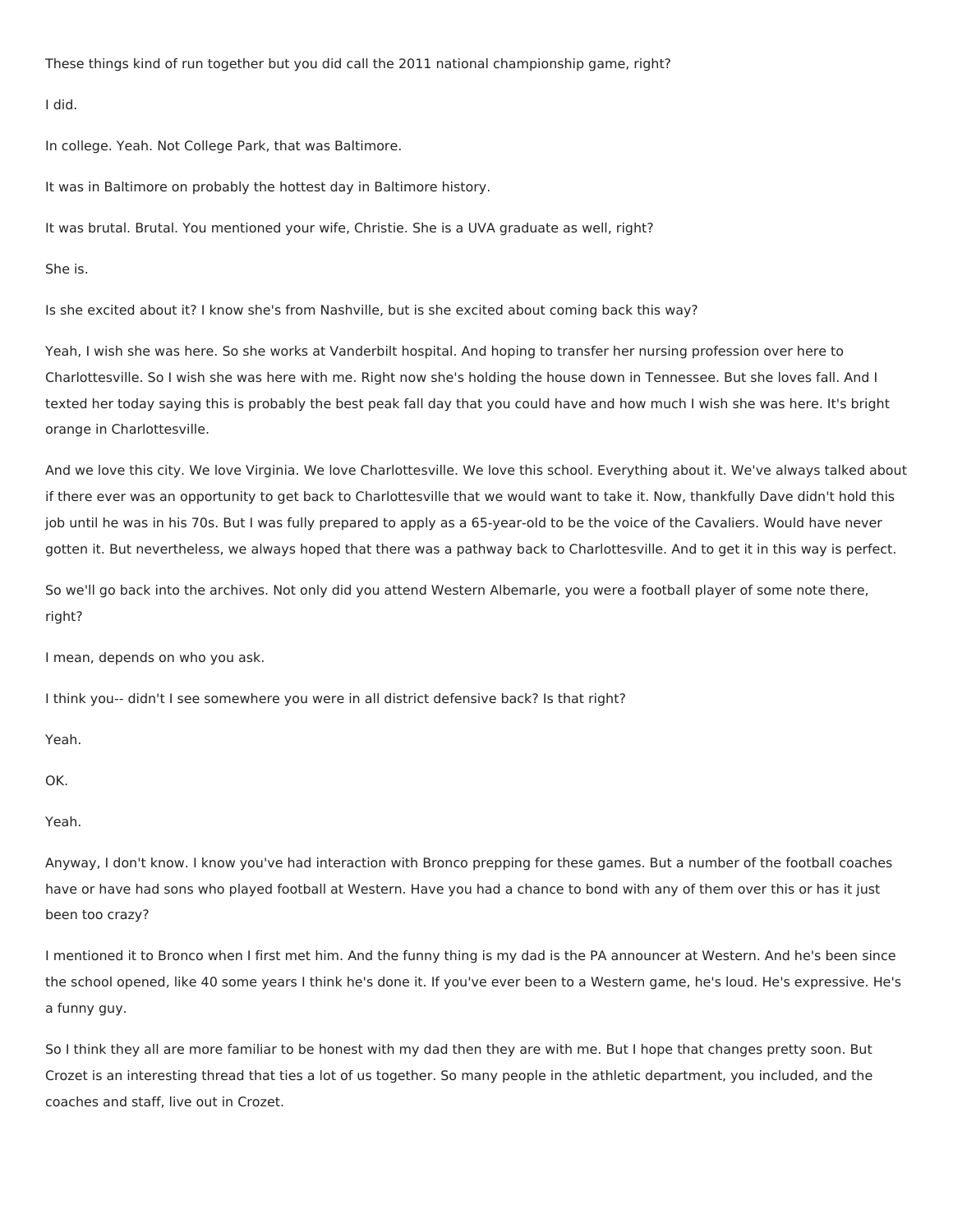These things kind of run together but you did call the 2011 national championship game, right?

I did.

In college. Yeah. Not College Park, that was Baltimore.

It was in Baltimore on probably the hottest day in Baltimore history.

It was brutal. Brutal. You mentioned your wife, Christie. She is a UVA graduate as well, right?

She is.

Is she excited about it? I know she's from Nashville, but is she excited about coming back this way?

Yeah, I wish she was here. So she works at Vanderbilt hospital. And hoping to transfer her nursing profession over here to Charlottesville. So I wish she was here with me. Right now she's holding the house down in Tennessee. But she loves fall. And I texted her today saying this is probably the best peak fall day that you could have and how much I wish she was here. It's bright orange in Charlottesville.

And we love this city. We love Virginia. We love Charlottesville. We love this school. Everything about it. We've always talked about if there ever was an opportunity to get back to Charlottesville that we would want to take it. Now, thankfully Dave didn't hold this job until he was in his 70s. But I was fully prepared to apply as a 65-year-old to be the voice of the Cavaliers. Would have never gotten it. But nevertheless, we always hoped that there was a pathway back to Charlottesville. And to get it in this way is perfect.

So we'll go back into the archives. Not only did you attend Western Albemarle, you were a football player of some note there, right?

I mean, depends on who you ask.

I think you-- didn't I see somewhere you were in all district defensive back? Is that right?

Yeah.

OK.

Yeah.

Anyway, I don't know. I know you've had interaction with Bronco prepping for these games. But a number of the football coaches have or have had sons who played football at Western. Have you had a chance to bond with any of them over this or has it just been too crazy?

I mentioned it to Bronco when I first met him. And the funny thing is my dad is the PA announcer at Western. And he's been since the school opened, like 40 some years I think he's done it. If you've ever been to a Western game, he's loud. He's expressive. He's a funny guy.

So I think they all are more familiar to be honest with my dad then they are with me. But I hope that changes pretty soon. But Crozet is an interesting thread that ties a lot of us together. So many people in the athletic department, you included, and the coaches and staff, live out in Crozet.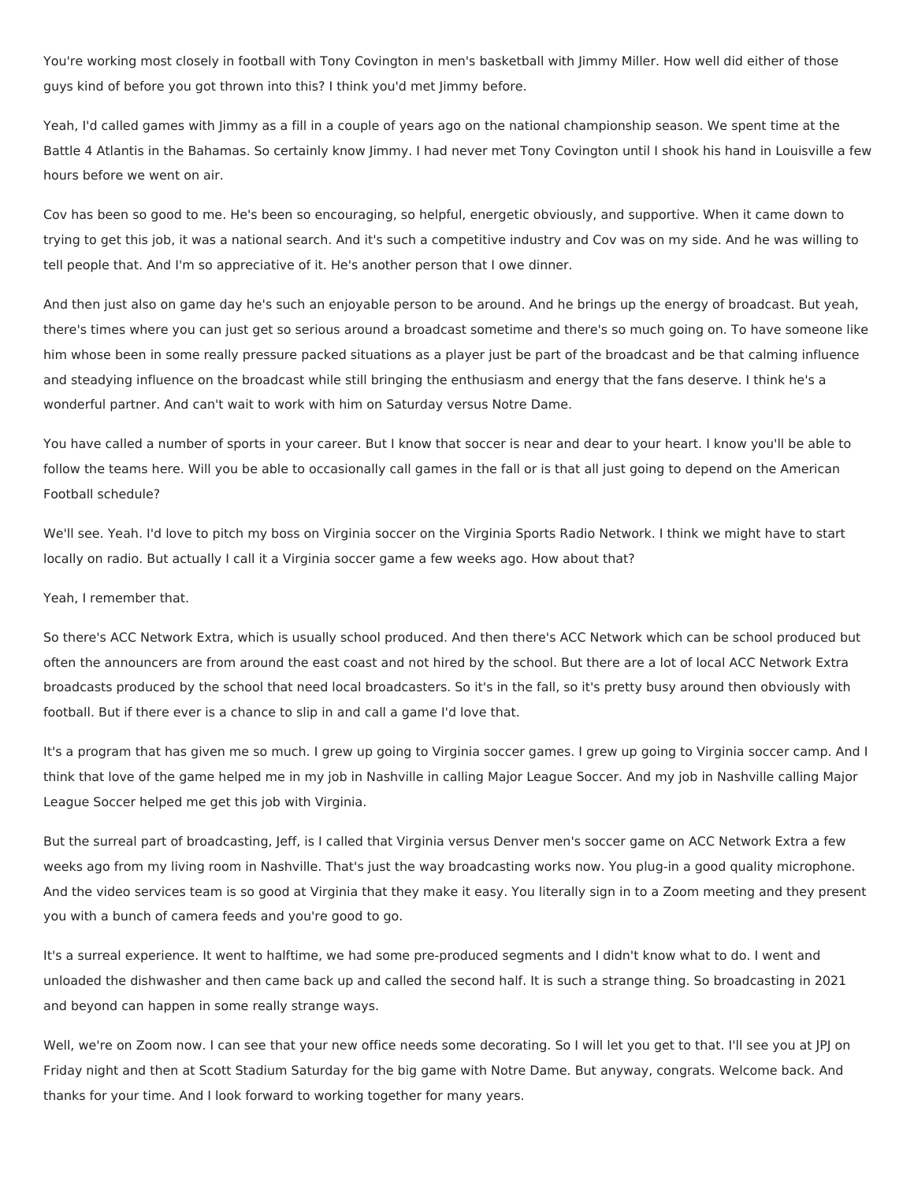You're working most closely in football with Tony Covington in men's basketball with Jimmy Miller. How well did either of those guys kind of before you got thrown into this? I think you'd met Jimmy before.

Yeah, I'd called games with Jimmy as a fill in a couple of years ago on the national championship season. We spent time at the Battle 4 Atlantis in the Bahamas. So certainly know Jimmy. I had never met Tony Covington until I shook his hand in Louisville a few hours before we went on air.

Cov has been so good to me. He's been so encouraging, so helpful, energetic obviously, and supportive. When it came down to trying to get this job, it was a national search. And it's such a competitive industry and Cov was on my side. And he was willing to tell people that. And I'm so appreciative of it. He's another person that I owe dinner.

And then just also on game day he's such an enjoyable person to be around. And he brings up the energy of broadcast. But yeah, there's times where you can just get so serious around a broadcast sometime and there's so much going on. To have someone like him whose been in some really pressure packed situations as a player just be part of the broadcast and be that calming influence and steadying influence on the broadcast while still bringing the enthusiasm and energy that the fans deserve. I think he's a wonderful partner. And can't wait to work with him on Saturday versus Notre Dame.

You have called a number of sports in your career. But I know that soccer is near and dear to your heart. I know you'll be able to follow the teams here. Will you be able to occasionally call games in the fall or is that all just going to depend on the American Football schedule?

We'll see. Yeah. I'd love to pitch my boss on Virginia soccer on the Virginia Sports Radio Network. I think we might have to start locally on radio. But actually I call it a Virginia soccer game a few weeks ago. How about that?

Yeah, I remember that.

So there's ACC Network Extra, which is usually school produced. And then there's ACC Network which can be school produced but often the announcers are from around the east coast and not hired by the school. But there are a lot of local ACC Network Extra broadcasts produced by the school that need local broadcasters. So it's in the fall, so it's pretty busy around then obviously with football. But if there ever is a chance to slip in and call a game I'd love that.

It's a program that has given me so much. I grew up going to Virginia soccer games. I grew up going to Virginia soccer camp. And I think that love of the game helped me in my job in Nashville in calling Major League Soccer. And my job in Nashville calling Major League Soccer helped me get this job with Virginia.

But the surreal part of broadcasting, Jeff, is I called that Virginia versus Denver men's soccer game on ACC Network Extra a few weeks ago from my living room in Nashville. That's just the way broadcasting works now. You plug-in a good quality microphone. And the video services team is so good at Virginia that they make it easy. You literally sign in to a Zoom meeting and they present you with a bunch of camera feeds and you're good to go.

It's a surreal experience. It went to halftime, we had some pre-produced segments and I didn't know what to do. I went and unloaded the dishwasher and then came back up and called the second half. It is such a strange thing. So broadcasting in 2021 and beyond can happen in some really strange ways.

Well, we're on Zoom now. I can see that your new office needs some decorating. So I will let you get to that. I'll see you at JPJ on Friday night and then at Scott Stadium Saturday for the big game with Notre Dame. But anyway, congrats. Welcome back. And thanks for your time. And I look forward to working together for many years.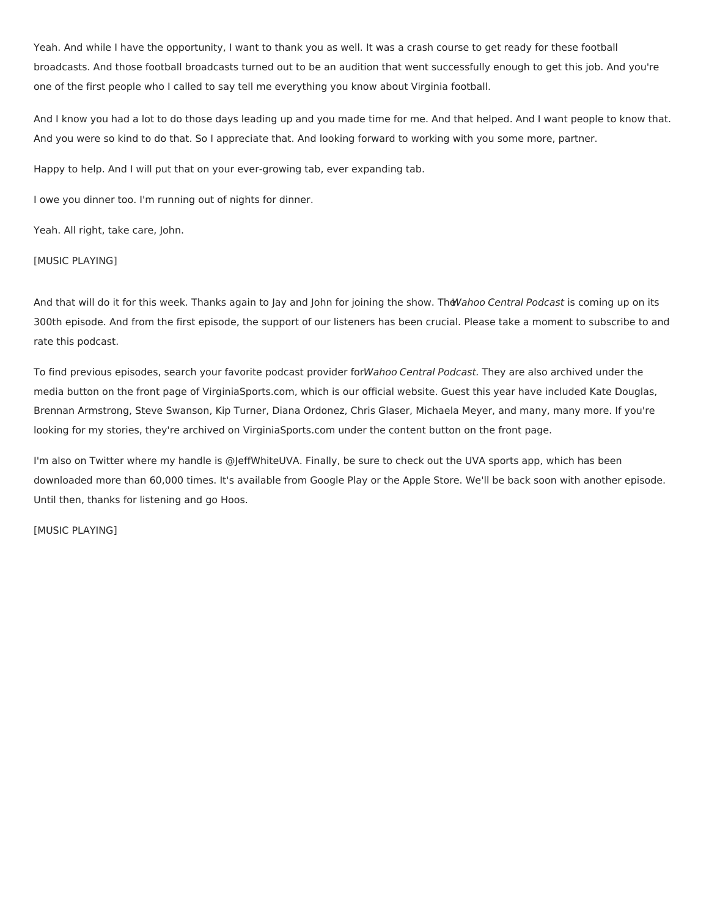Yeah. And while I have the opportunity, I want to thank you as well. It was a crash course to get ready for these football broadcasts. And those football broadcasts turned out to be an audition that went successfully enough to get this job. And you're one of the first people who I called to say tell me everything you know about Virginia football.

And I know you had a lot to do those days leading up and you made time for me. And that helped. And I want people to know that. And you were so kind to do that. So I appreciate that. And looking forward to working with you some more, partner.

Happy to help. And I will put that on your ever-growing tab, ever expanding tab.

I owe you dinner too. I'm running out of nights for dinner.

Yeah. All right, take care, John.

[MUSIC PLAYING]

And that will do it for this week. Thanks again to Jay and John for joining the show. The *Wahoo Central Podcast* is coming up on its 300th episode. And from the first episode, the support of our listeners has been crucial. Please take a moment to subscribe to and rate this podcast.

To find previous episodes, search your favorite podcast provider for *Wahoo Central Podcast.* They are also archived under the media button on the front page of VirginiaSports.com, which is our official website. Guest this year have included Kate Douglas, Brennan Armstrong, Steve Swanson, Kip Turner, Diana Ordonez, Chris Glaser, Michaela Meyer, and many, many more. If you're looking for my stories, they're archived on VirginiaSports.com under the content button on the front page.

I'm also on Twitter where my handle is @JeffWhiteUVA. Finally, be sure to check out the UVA sports app, which has been downloaded more than 60,000 times. It's available from Google Play or the Apple Store. We'll be back soon with another episode. Until then, thanks for listening and go Hoos.

[MUSIC PLAYING]